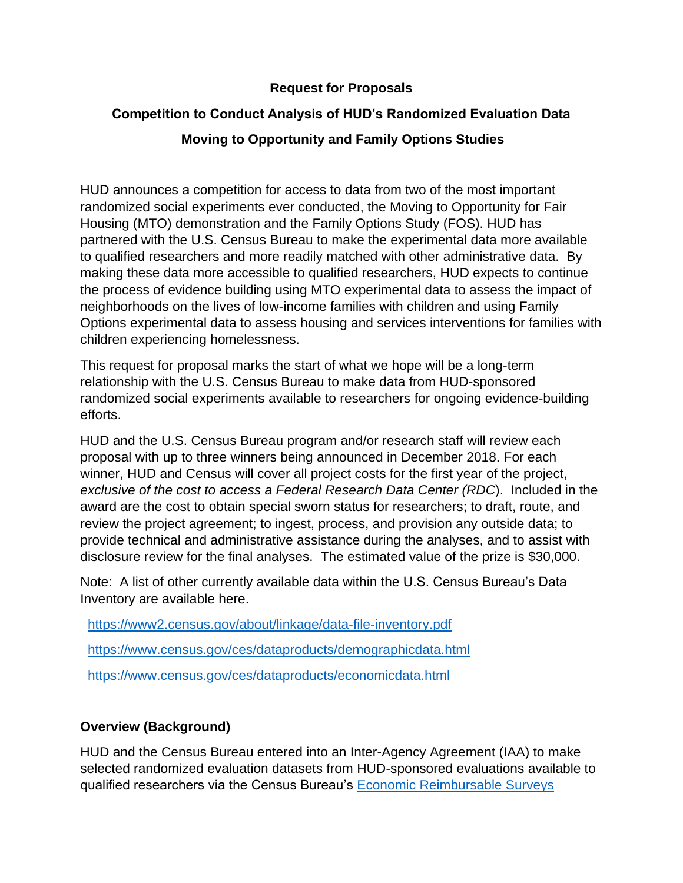**Request for Proposals**

**Competition to Conduct Analysis of HUD's Randomized Evaluation Data**

**Moving to Opportunity and Family Options Studies**

HUD announces a competition for access to data from two of the most important randomized social experiments ever conducted, the Moving to Opportunity for Fair Housing (MTO) demonstration and the Family Options Study (FOS). HUD has partnered with the U.S. Census Bureau to make the experimental data more available to qualified researchers and more readily matched with other administrative data. By making these data more accessible to qualified researchers, HUD expects to continue the process of evidence building using MTO experimental data to assess the impact of neighborhoods on the lives of low-income families with children and using Family Options experimental data to assess housing and services interventions for families with children experiencing homelessness.

This request for proposal marks the start of what we hope will be a long-term relationship with the U.S. Census Bureau to make data from HUD-sponsored randomized social experiments available to researchers for ongoing evidence-building efforts.

HUD and the U.S. Census Bureau program and/or research staff will review each proposal with up to three winners being announced in December 2018. For each winner, HUD and Census will cover all project costs for the first year of the project, *exclusive of the cost to access a Federal Research Data Center (RDC)*. Included in the award are the cost to obtain special sworn status for researchers; to draft, route, and review the project agreement; to ingest, process, and provision any outside data; to provide technical and administrative assistance during the analyses, and to assist with disclosure review for the final analyses. The estimated value of the prize is $30,000.

Note: A list of other currently available data within the U.S. Census Bureau's Data Inventory are available here.

https://www2.census.gov/about/linkage/data-file-inventory.pdf

https://www.census.gov/ces/dataproducts/demographicdata.html

https://www.census.gov/ces/dataproducts/economicdata.html

**Overview (Background)**

HUD and the Census Bureau entered into an Inter-Agency Agreement (IAA) to make selected randomized evaluation datasets from HUD-sponsored evaluations available to qualified researchers via the Census Bureau's Economic Reimbursable Surveys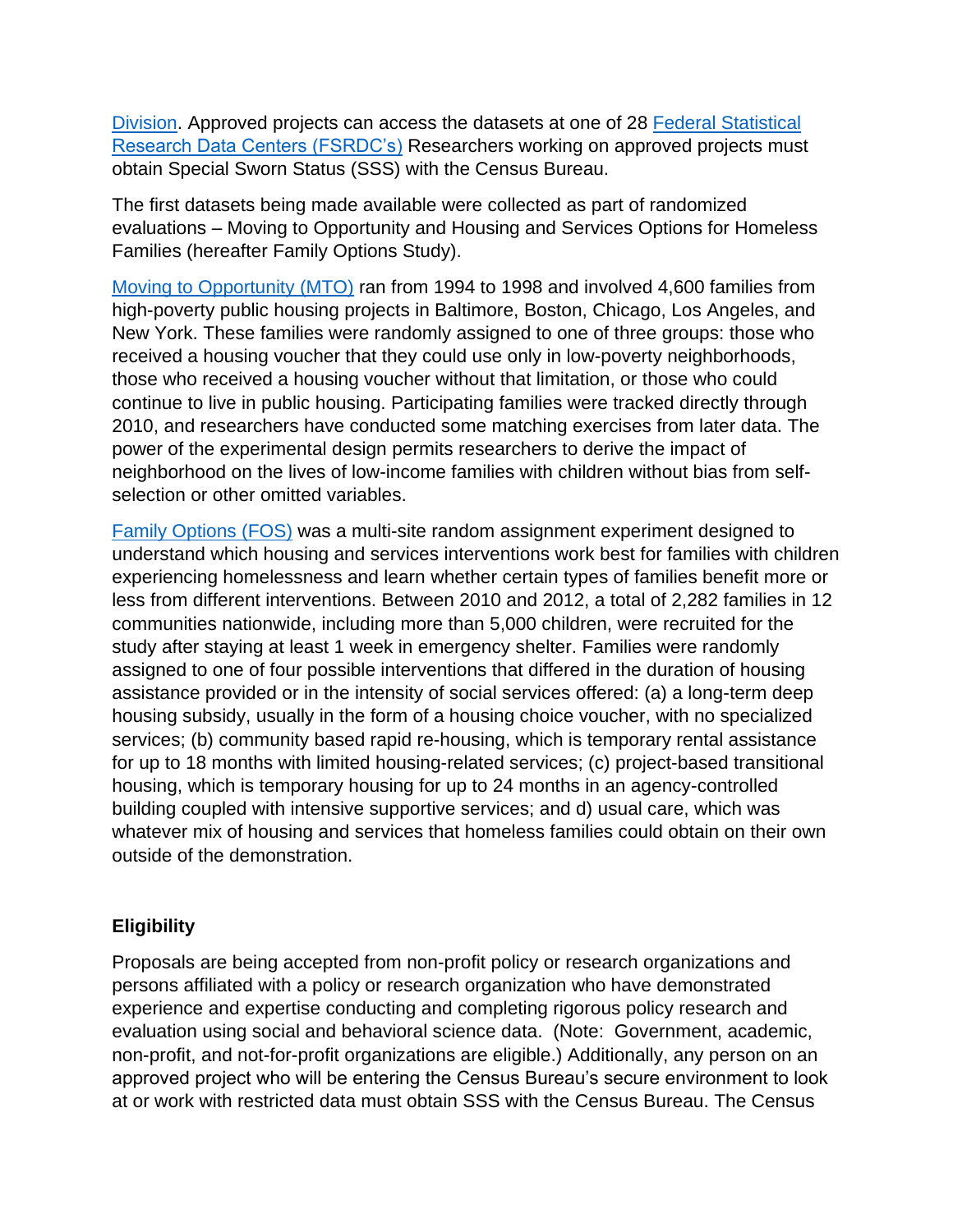Division. Approved projects can access the datasets at one of 28 Federal Statistical Research Data Centers (FSRDC's) Researchers working on approved projects must obtain Special Sworn Status (SSS) with the Census Bureau.

The first datasets being made available were collected as part of randomized evaluations – Moving to Opportunity and Housing and Services Options for Homeless Families (hereafter Family Options Study).

Moving to Opportunity (MTO) ran from 1994 to 1998 and involved 4,600 families from high-poverty public housing projects in Baltimore, Boston, Chicago, Los Angeles, and New York. These families were randomly assigned to one of three groups: those who received a housing voucher that they could use only in low-poverty neighborhoods, those who received a housing voucher without that limitation, or those who could continue to live in public housing. Participating families were tracked directly through 2010, and researchers have conducted some matching exercises from later data. The power of the experimental design permits researchers to derive the impact of neighborhood on the lives of low-income families with children without bias from self-selection or other omitted variables.

Family Options (FOS) was a multi-site random assignment experiment designed to understand which housing and services interventions work best for families with children experiencing homelessness and learn whether certain types of families benefit more or less from different interventions. Between 2010 and 2012, a total of 2,282 families in 12 communities nationwide, including more than 5,000 children, were recruited for the study after staying at least 1 week in emergency shelter. Families were randomly assigned to one of four possible interventions that differed in the duration of housing assistance provided or in the intensity of social services offered: (a) a long-term deep housing subsidy, usually in the form of a housing choice voucher, with no specialized services; (b) community based rapid re-housing, which is temporary rental assistance for up to 18 months with limited housing-related services; (c) project-based transitional housing, which is temporary housing for up to 24 months in an agency-controlled building coupled with intensive supportive services; and d) usual care, which was whatever mix of housing and services that homeless families could obtain on their own outside of the demonstration.

**Eligibility**

Proposals are being accepted from non-profit policy or research organizations and persons affiliated with a policy or research organization who have demonstrated experience and expertise conducting and completing rigorous policy research and evaluation using social and behavioral science data. (Note: Government, academic, non-profit, and not-for-profit organizations are eligible.) Additionally, any person on an approved project who will be entering the Census Bureau's secure environment to look at or work with restricted data must obtain SSS with the Census Bureau. The Census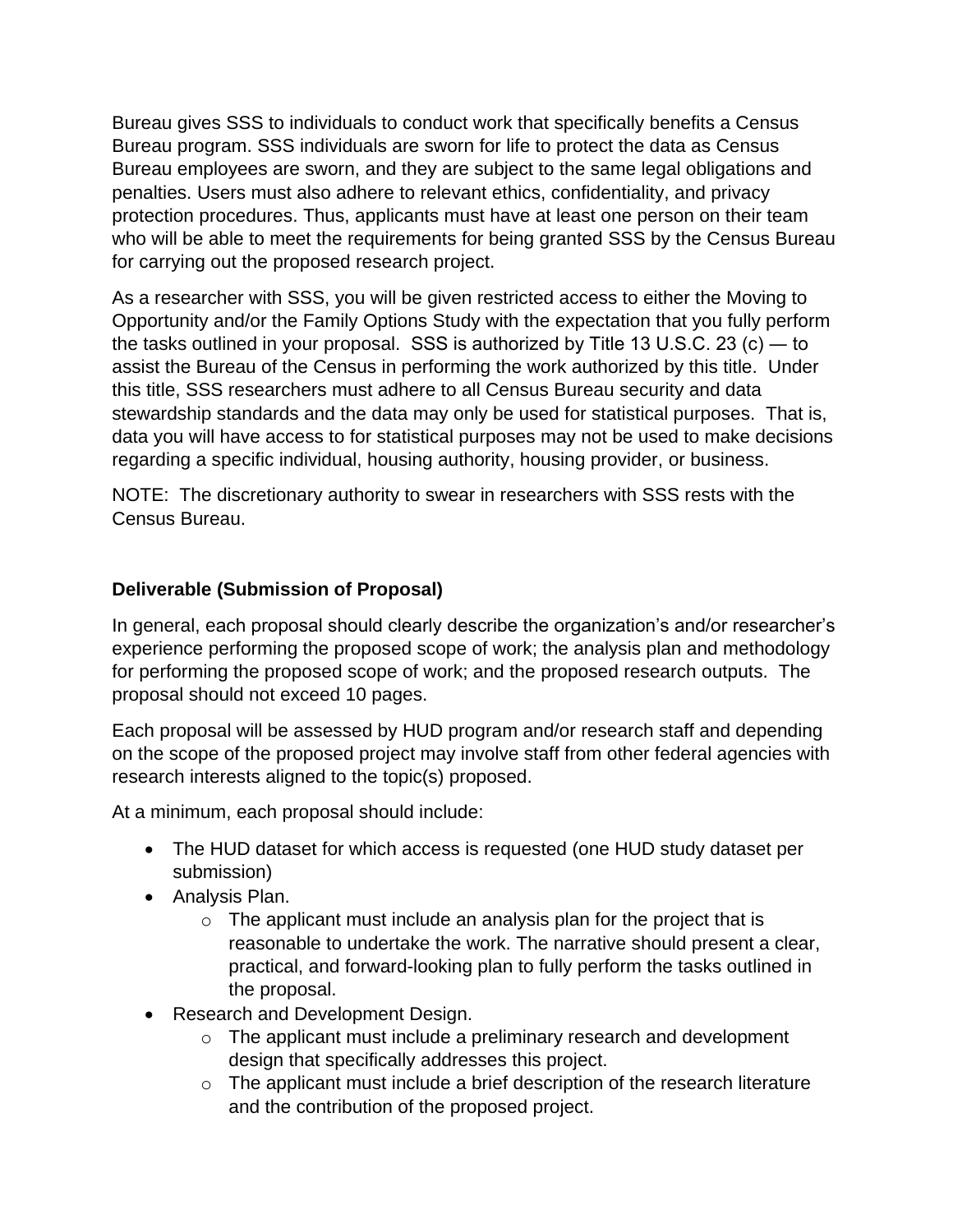Bureau gives SSS to individuals to conduct work that specifically benefits a Census Bureau program. SSS individuals are sworn for life to protect the data as Census Bureau employees are sworn, and they are subject to the same legal obligations and penalties. Users must also adhere to relevant ethics, confidentiality, and privacy protection procedures. Thus, applicants must have at least one person on their team who will be able to meet the requirements for being granted SSS by the Census Bureau for carrying out the proposed research project.

As a researcher with SSS, you will be given restricted access to either the Moving to Opportunity and/or the Family Options Study with the expectation that you fully perform the tasks outlined in your proposal. SSS is authorized by Title 13 U.S.C. 23 (c) — to assist the Bureau of the Census in performing the work authorized by this title. Under this title, SSS researchers must adhere to all Census Bureau security and data stewardship standards and the data may only be used for statistical purposes. That is, data you will have access to for statistical purposes may not be used to make decisions regarding a specific individual, housing authority, housing provider, or business.

NOTE: The discretionary authority to swear in researchers with SSS rests with the Census Bureau.

**Deliverable (Submission of Proposal)**

In general, each proposal should clearly describe the organization's and/or researcher's experience performing the proposed scope of work; the analysis plan and methodology for performing the proposed scope of work; and the proposed research outputs. The proposal should not exceed 10 pages.

Each proposal will be assessed by HUD program and/or research staff and depending on the scope of the proposed project may involve staff from other federal agencies with research interests aligned to the topic(s) proposed.

At a minimum, each proposal should include:

- The HUD dataset for which access is requested (one HUD study dataset per submission)
- Analysis Plan.
    - The applicant must include an analysis plan for the project that is reasonable to undertake the work. The narrative should present a clear, practical, and forward-looking plan to fully perform the tasks outlined in the proposal.
- Research and Development Design.
    - The applicant must include a preliminary research and development design that specifically addresses this project.
    - The applicant must include a brief description of the research literature and the contribution of the proposed project.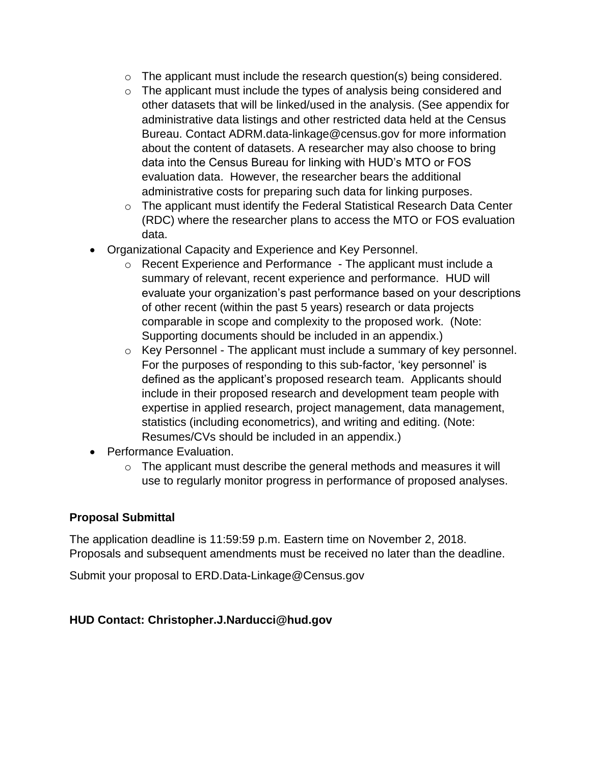- The applicant must include the research question(s) being considered.
  - The applicant must include the types of analysis being considered and other datasets that will be linked/used in the analysis. (See appendix for administrative data listings and other restricted data held at the Census Bureau. Contact ADRM.data-linkage@census.gov for more information about the content of datasets. A researcher may also choose to bring data into the Census Bureau for linking with HUD's MTO or FOS evaluation data. However, the researcher bears the additional administrative costs for preparing such data for linking purposes.
  - The applicant must identify the Federal Statistical Research Data Center (RDC) where the researcher plans to access the MTO or FOS evaluation data.
- Organizational Capacity and Experience and Key Personnel.
  - Recent Experience and Performance - The applicant must include a summary of relevant, recent experience and performance. HUD will evaluate your organization's past performance based on your descriptions of other recent (within the past 5 years) research or data projects comparable in scope and complexity to the proposed work. (Note: Supporting documents should be included in an appendix.)
  - Key Personnel - The applicant must include a summary of key personnel. For the purposes of responding to this sub-factor, 'key personnel' is defined as the applicant's proposed research team. Applicants should include in their proposed research and development team people with expertise in applied research, project management, data management, statistics (including econometrics), and writing and editing. (Note: Resumes/CVs should be included in an appendix.)
- Performance Evaluation.
  - The applicant must describe the general methods and measures it will use to regularly monitor progress in performance of proposed analyses.

**Proposal Submittal**

The application deadline is 11:59:59 p.m. Eastern time on November 2, 2018. Proposals and subsequent amendments must be received no later than the deadline.

Submit your proposal to ERD.Data-Linkage@Census.gov

**HUD Contact: Christopher.J.Narducci@hud.gov**